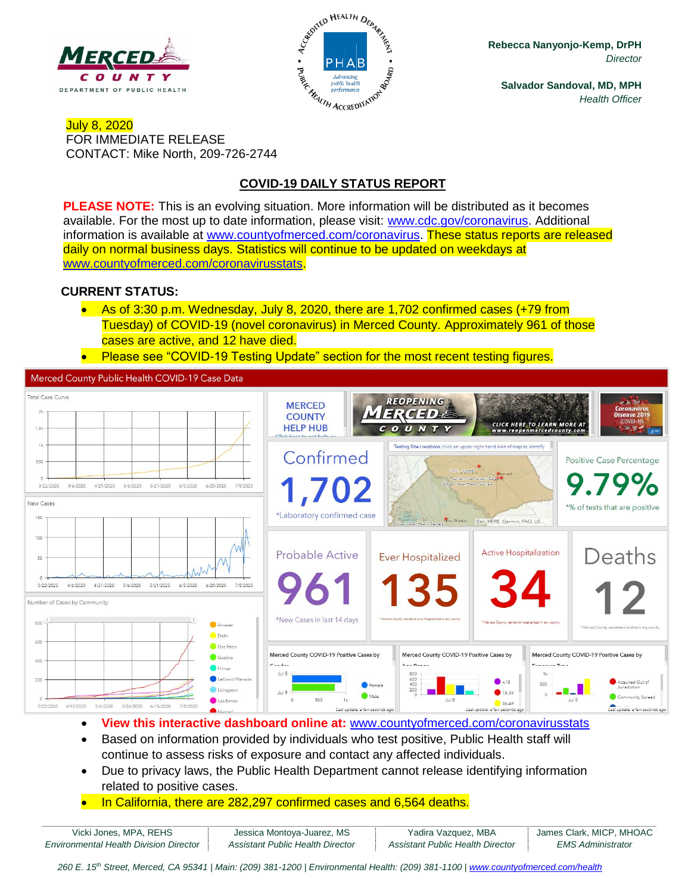**Rebecca Nanyonjo-Kemp, DrPH**
*Director*

**Salvador Sandoval, MD, MPH**
*Health Officer*

July 8, 2020
FOR IMMEDIATE RELEASE
CONTACT: Mike North, 209-726-2744

## COVID-19 DAILY STATUS REPORT

**PLEASE NOTE:** This is an evolving situation. More information will be distributed as it becomes available. For the most up to date information, please visit: www.cdc.gov/coronavirus. Additional information is available at www.countyofmerced.com/coronavirus. These status reports are released daily on normal business days. Statistics will continue to be updated on weekdays at www.countyofmerced.com/coronavirusstats.

**CURRENT STATUS:**

- As of 3:30 p.m. Wednesday, July 8, 2020, there are 1,702 confirmed cases (+79 from Tuesday) of COVID-19 (novel coronavirus) in Merced County. Approximately 961 of those cases are active, and 12 have died.
- Please see "COVID-19 Testing Update" section for the most recent testing figures.

Merced County Public Health COVID-19 Case Data

| Confirmed | Positive Case Percentage | Probable Active | Ever Hospitalized | Active Hospitalization | Deaths |
|---|---|---|---|---|---|
| 1,702 | 9.79% | 961 | 135 | 34 | 12 |
| *Laboratory confirmed case | *% of tests that are positive | *New Cases in last 14 days | | | |

- **View this interactive dashboard online at:** www.countyofmerced.com/coronavirusstats
- Based on information provided by individuals who test positive, Public Health staff will continue to assess risks of exposure and contact any affected individuals.
- Due to privacy laws, the Public Health Department cannot release identifying information related to positive cases.
- In California, there are 282,297 confirmed cases and 6,564 deaths.

| Vicki Jones, MPA, REHS | Jessica Montoya-Juarez, MS | Yadira Vazquez, MBA | James Clark, MICP, MHOAC |
|---|---|---|---|
| *Environmental Health Division Director* | *Assistant Public Health Director* | *Assistant Public Health Director* | *EMS Administrator* |

*260 E. 15th Street, Merced, CA 95341 | Main: (209) 381-1200 | Environmental Health: (209) 381-1100 | www.countyofmerced.com/health*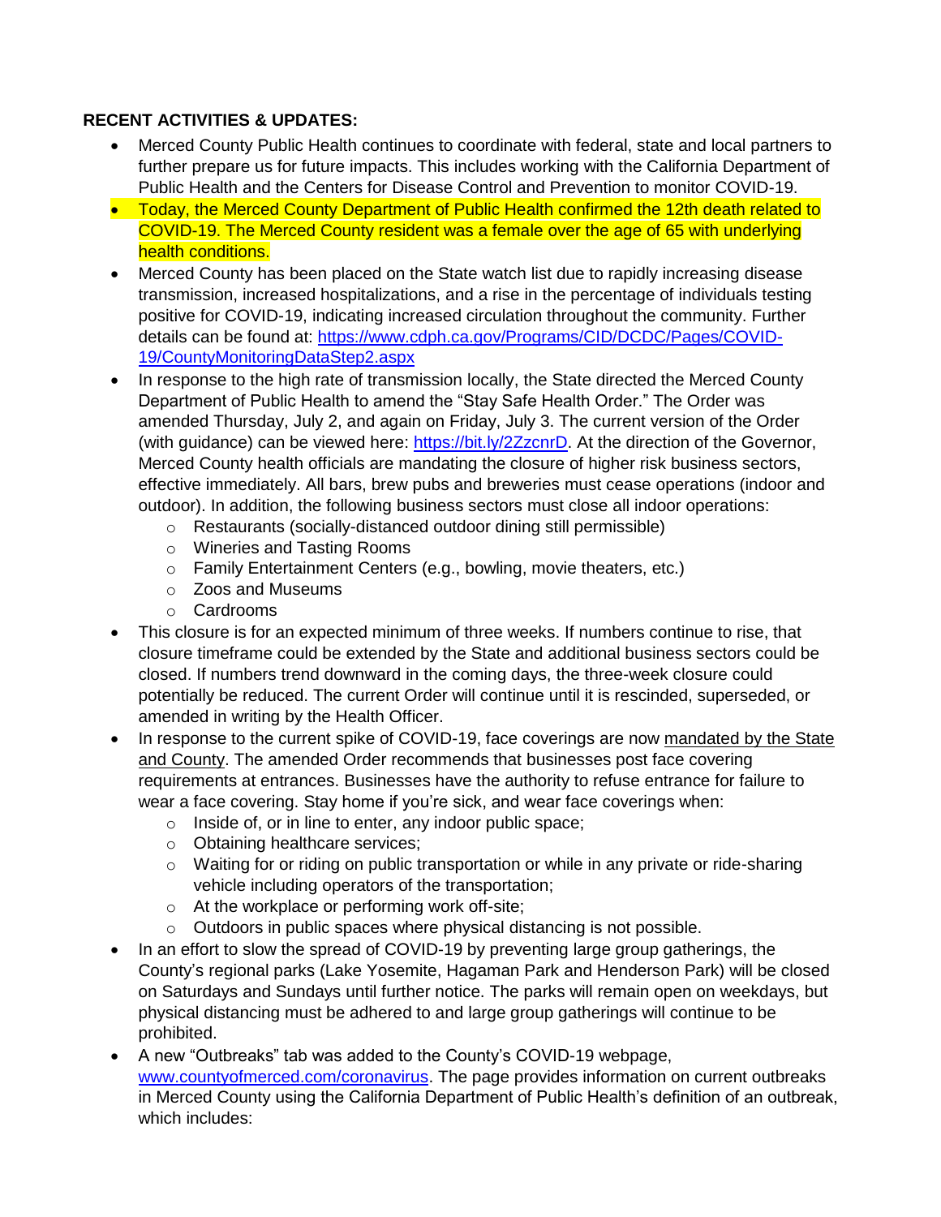**RECENT ACTIVITIES & UPDATES:**

- Merced County Public Health continues to coordinate with federal, state and local partners to further prepare us for future impacts. This includes working with the California Department of Public Health and the Centers for Disease Control and Prevention to monitor COVID-19.
- Today, the Merced County Department of Public Health confirmed the 12th death related to COVID-19. The Merced County resident was a female over the age of 65 with underlying health conditions.
- Merced County has been placed on the State watch list due to rapidly increasing disease transmission, increased hospitalizations, and a rise in the percentage of individuals testing positive for COVID-19, indicating increased circulation throughout the community. Further details can be found at: [https://www.cdph.ca.gov/Programs/CID/DCDC/Pages/COVID-19/CountyMonitoringDataStep2.aspx](https://www.cdph.ca.gov/Programs/CID/DCDC/Pages/COVID-19/CountyMonitoringDataStep2.aspx)
- In response to the high rate of transmission locally, the State directed the Merced County Department of Public Health to amend the "Stay Safe Health Order." The Order was amended Thursday, July 2, and again on Friday, July 3. The current version of the Order (with guidance) can be viewed here: [https://bit.ly/2ZzcnrD](https://bit.ly/2ZzcnrD). At the direction of the Governor, Merced County health officials are mandating the closure of higher risk business sectors, effective immediately. All bars, brew pubs and breweries must cease operations (indoor and outdoor). In addition, the following business sectors must close all indoor operations:
  - Restaurants (socially-distanced outdoor dining still permissible)
  - Wineries and Tasting Rooms
  - Family Entertainment Centers (e.g., bowling, movie theaters, etc.)
  - Zoos and Museums
  - Cardrooms
- This closure is for an expected minimum of three weeks. If numbers continue to rise, that closure timeframe could be extended by the State and additional business sectors could be closed. If numbers trend downward in the coming days, the three-week closure could potentially be reduced. The current Order will continue until it is rescinded, superseded, or amended in writing by the Health Officer.
- In response to the current spike of COVID-19, face coverings are now mandated by the State and County. The amended Order recommends that businesses post face covering requirements at entrances. Businesses have the authority to refuse entrance for failure to wear a face covering. Stay home if you're sick, and wear face coverings when:
  - Inside of, or in line to enter, any indoor public space;
  - Obtaining healthcare services;
  - Waiting for or riding on public transportation or while in any private or ride-sharing vehicle including operators of the transportation;
  - At the workplace or performing work off-site;
  - Outdoors in public spaces where physical distancing is not possible.
- In an effort to slow the spread of COVID-19 by preventing large group gatherings, the County's regional parks (Lake Yosemite, Hagaman Park and Henderson Park) will be closed on Saturdays and Sundays until further notice. The parks will remain open on weekdays, but physical distancing must be adhered to and large group gatherings will continue to be prohibited.
- A new "Outbreaks" tab was added to the County's COVID-19 webpage, [www.countyofmerced.com/coronavirus](www.countyofmerced.com/coronavirus). The page provides information on current outbreaks in Merced County using the California Department of Public Health's definition of an outbreak, which includes: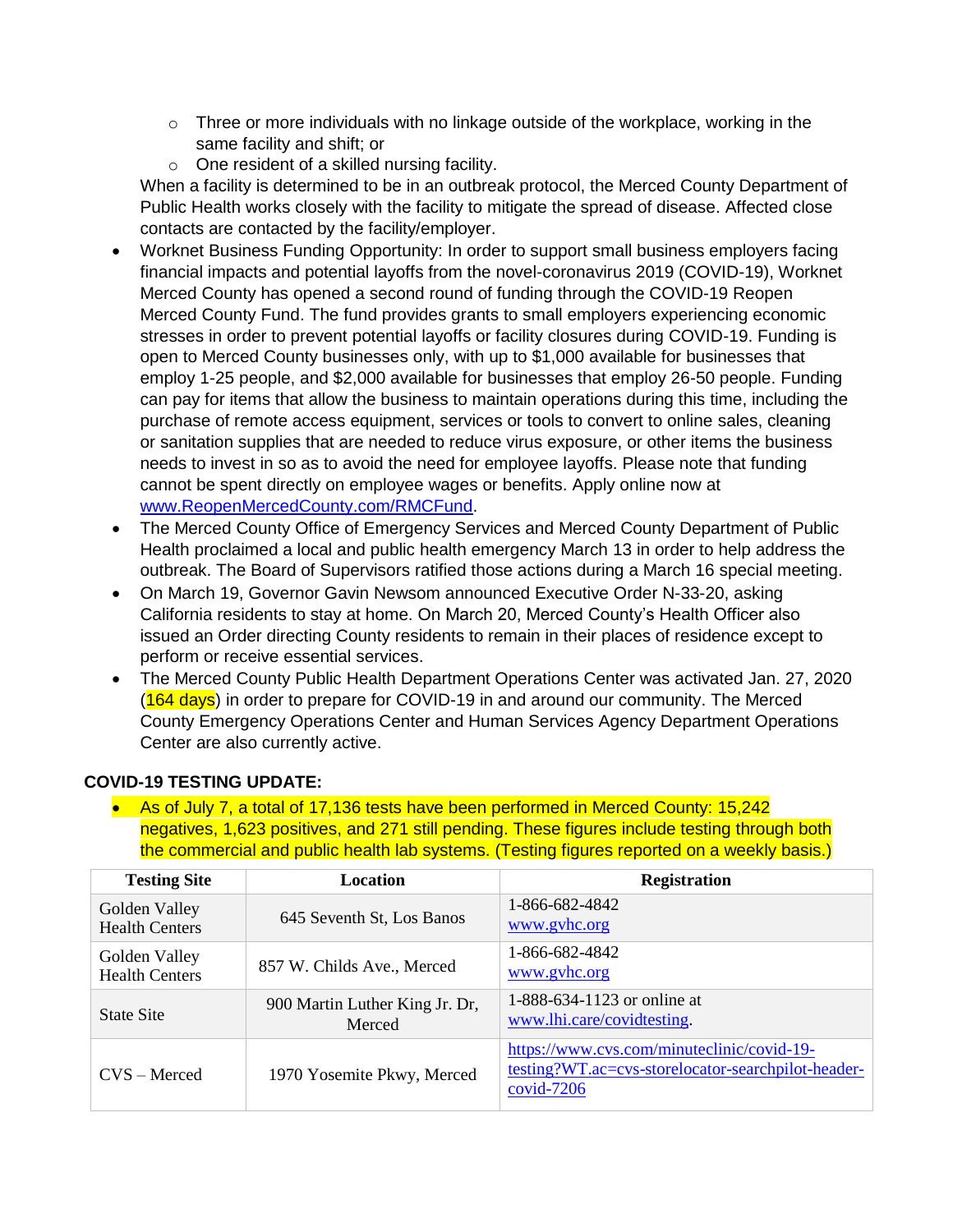- Three or more individuals with no linkage outside of the workplace, working in the same facility and shift; or
  - One resident of a skilled nursing facility.

  When a facility is determined to be in an outbreak protocol, the Merced County Department of Public Health works closely with the facility to mitigate the spread of disease. Affected close contacts are contacted by the facility/employer.
- Worknet Business Funding Opportunity: In order to support small business employers facing financial impacts and potential layoffs from the novel-coronavirus 2019 (COVID-19), Worknet Merced County has opened a second round of funding through the COVID-19 Reopen Merced County Fund. The fund provides grants to small employers experiencing economic stresses in order to prevent potential layoffs or facility closures during COVID-19. Funding is open to Merced County businesses only, with up to $1,000 available for businesses that employ 1-25 people, and $2,000 available for businesses that employ 26-50 people. Funding can pay for items that allow the business to maintain operations during this time, including the purchase of remote access equipment, services or tools to convert to online sales, cleaning or sanitation supplies that are needed to reduce virus exposure, or other items the business needs to invest in so as to avoid the need for employee layoffs. Please note that funding cannot be spent directly on employee wages or benefits. Apply online now at [www.ReopenMercedCounty.com/RMCFund](http://www.ReopenMercedCounty.com/RMCFund).
- The Merced County Office of Emergency Services and Merced County Department of Public Health proclaimed a local and public health emergency March 13 in order to help address the outbreak. The Board of Supervisors ratified those actions during a March 16 special meeting.
- On March 19, Governor Gavin Newsom announced Executive Order N-33-20, asking California residents to stay at home. On March 20, Merced County's Health Officer also issued an Order directing County residents to remain in their places of residence except to perform or receive essential services.
- The Merced County Public Health Department Operations Center was activated Jan. 27, 2020 (164 days) in order to prepare for COVID-19 in and around our community. The Merced County Emergency Operations Center and Human Services Agency Department Operations Center are also currently active.

**COVID-19 TESTING UPDATE:**

- As of July 7, a total of 17,136 tests have been performed in Merced County: 15,242 negatives, 1,623 positives, and 271 still pending. These figures include testing through both the commercial and public health lab systems. (Testing figures reported on a weekly basis.)

| Testing Site | Location | Registration |
|---|---|---|
| Golden Valley Health Centers | 645 Seventh St, Los Banos | 1-866-682-4842 [www.gvhc.org](http://www.gvhc.org) |
| Golden Valley Health Centers | 857 W. Childs Ave., Merced | 1-866-682-4842 [www.gvhc.org](http://www.gvhc.org) |
| State Site | 900 Martin Luther King Jr. Dr, Merced | 1-888-634-1123 or online at [www.lhi.care/covidtesting](http://www.lhi.care/covidtesting). |
| CVS – Merced | 1970 Yosemite Pkwy, Merced | [https://www.cvs.com/minuteclinic/covid-19-testing?WT.ac=cvs-storelocator-searchpilot-header-covid-7206](https://www.cvs.com/minuteclinic/covid-19-testing?WT.ac=cvs-storelocator-searchpilot-header-covid-7206) |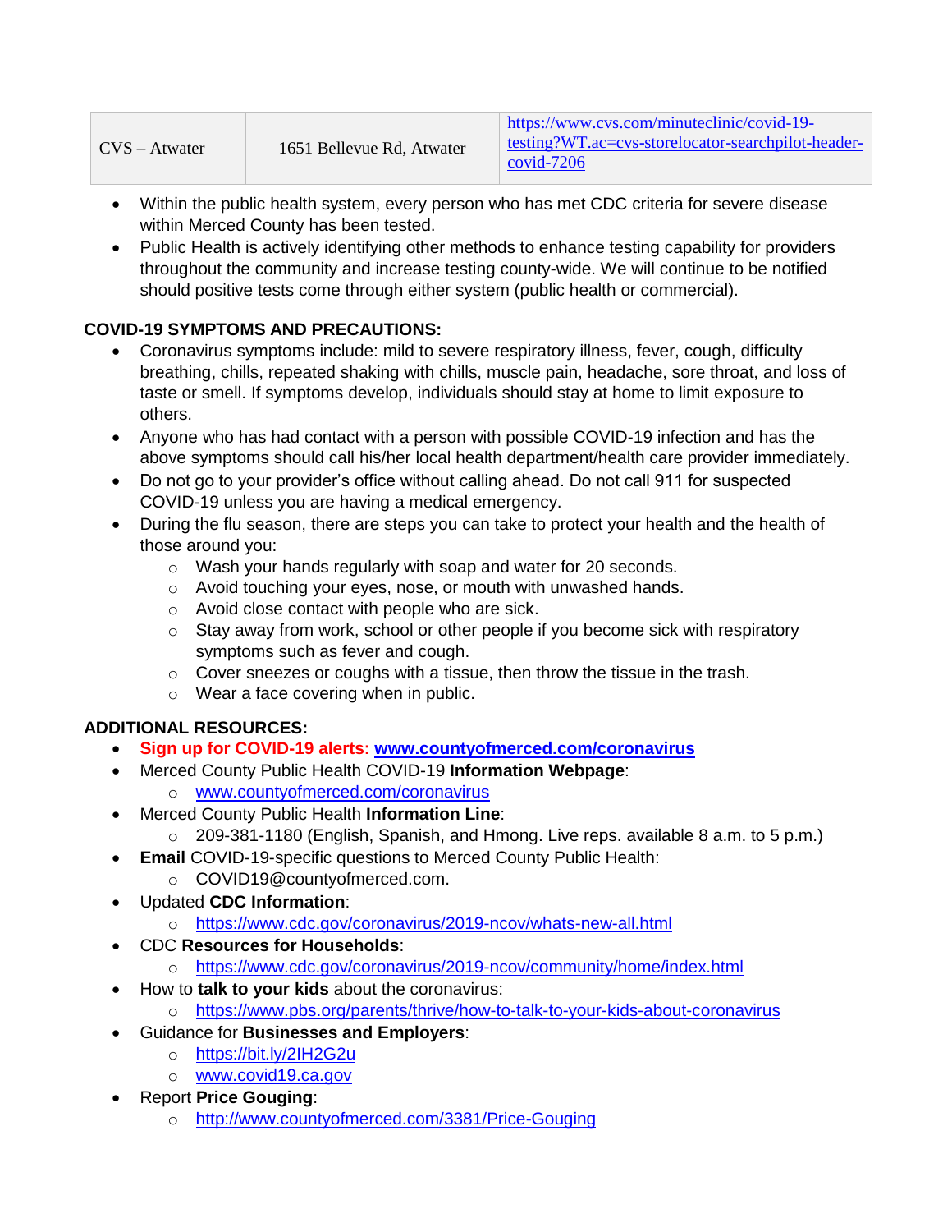| CVS – Atwater | 1651 Bellevue Rd, Atwater | [https://www.cvs.com/minuteclinic/covid-19-testing?WT.ac=cvs-storelocator-searchpilot-header-covid-7206](https://www.cvs.com/minuteclinic/covid-19-testing?WT.ac=cvs-storelocator-searchpilot-header-covid-7206) |
|---|---|---|

- Within the public health system, every person who has met CDC criteria for severe disease within Merced County has been tested.
- Public Health is actively identifying other methods to enhance testing capability for providers throughout the community and increase testing county-wide. We will continue to be notified should positive tests come through either system (public health or commercial).

**COVID-19 SYMPTOMS AND PRECAUTIONS:**

- Coronavirus symptoms include: mild to severe respiratory illness, fever, cough, difficulty breathing, chills, repeated shaking with chills, muscle pain, headache, sore throat, and loss of taste or smell. If symptoms develop, individuals should stay at home to limit exposure to others.
- Anyone who has had contact with a person with possible COVID-19 infection and has the above symptoms should call his/her local health department/health care provider immediately.
- Do not go to your provider's office without calling ahead. Do not call 911 for suspected COVID-19 unless you are having a medical emergency.
- During the flu season, there are steps you can take to protect your health and the health of those around you:
    - Wash your hands regularly with soap and water for 20 seconds.
    - Avoid touching your eyes, nose, or mouth with unwashed hands.
    - Avoid close contact with people who are sick.
    - Stay away from work, school or other people if you become sick with respiratory symptoms such as fever and cough.
    - Cover sneezes or coughs with a tissue, then throw the tissue in the trash.
    - Wear a face covering when in public.

**ADDITIONAL RESOURCES:**

- **Sign up for COVID-19 alerts: [www.countyofmerced.com/coronavirus](www.countyofmerced.com/coronavirus)**
- Merced County Public Health COVID-19 **Information Webpage**:
    - [www.countyofmerced.com/coronavirus](www.countyofmerced.com/coronavirus)
- Merced County Public Health **Information Line**:
    - 209-381-1180 (English, Spanish, and Hmong. Live reps. available 8 a.m. to 5 p.m.)
- **Email** COVID-19-specific questions to Merced County Public Health:
    - COVID19@countyofmerced.com.
- Updated **CDC Information**:
    - [https://www.cdc.gov/coronavirus/2019-ncov/whats-new-all.html](https://www.cdc.gov/coronavirus/2019-ncov/whats-new-all.html)
- CDC **Resources for Households**:
    - [https://www.cdc.gov/coronavirus/2019-ncov/community/home/index.html](https://www.cdc.gov/coronavirus/2019-ncov/community/home/index.html)
- How to **talk to your kids** about the coronavirus:
    - [https://www.pbs.org/parents/thrive/how-to-talk-to-your-kids-about-coronavirus](https://www.pbs.org/parents/thrive/how-to-talk-to-your-kids-about-coronavirus)
- Guidance for **Businesses and Employers**:
    - [https://bit.ly/2IH2G2u](https://bit.ly/2IH2G2u)
    - [www.covid19.ca.gov](www.covid19.ca.gov)
- Report **Price Gouging**:
    - [http://www.countyofmerced.com/3381/Price-Gouging](http://www.countyofmerced.com/3381/Price-Gouging)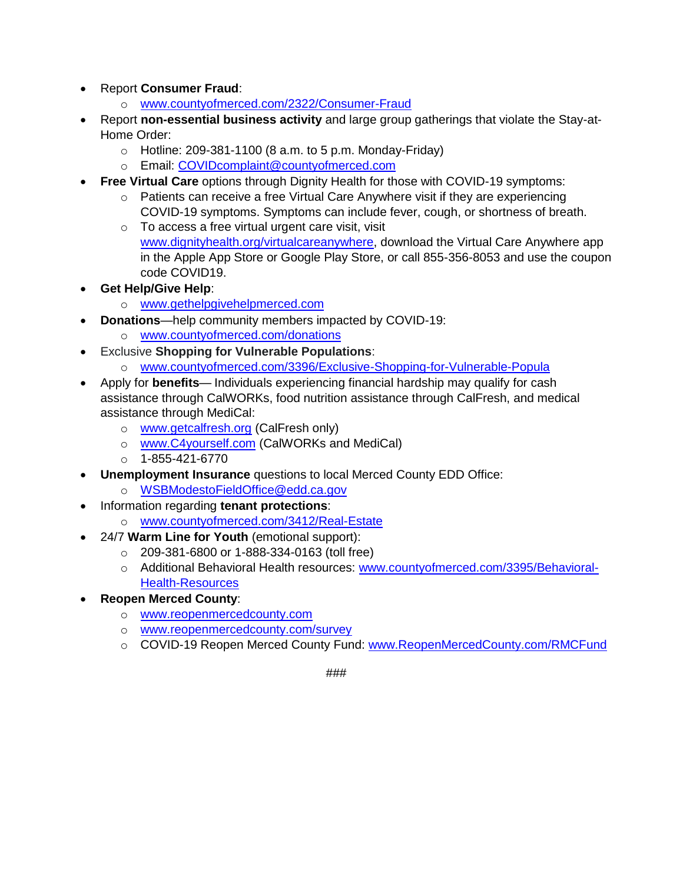- Report **Consumer Fraud**:
  - www.countyofmerced.com/2322/Consumer-Fraud
- Report **non-essential business activity** and large group gatherings that violate the Stay-at-Home Order:
  - Hotline: 209-381-1100 (8 a.m. to 5 p.m. Monday-Friday)
  - Email: COVIDcomplaint@countyofmerced.com
- **Free Virtual Care** options through Dignity Health for those with COVID-19 symptoms:
  - Patients can receive a free Virtual Care Anywhere visit if they are experiencing COVID-19 symptoms. Symptoms can include fever, cough, or shortness of breath.
  - To access a free virtual urgent care visit, visit www.dignityhealth.org/virtualcareanywhere, download the Virtual Care Anywhere app in the Apple App Store or Google Play Store, or call 855-356-8053 and use the coupon code COVID19.
- **Get Help/Give Help**:
  - www.gethelpgivehelpmerced.com
- **Donations**—help community members impacted by COVID-19:
  - www.countyofmerced.com/donations
- Exclusive **Shopping for Vulnerable Populations**:
  - www.countyofmerced.com/3396/Exclusive-Shopping-for-Vulnerable-Popula
- Apply for **benefits**— Individuals experiencing financial hardship may qualify for cash assistance through CalWORKs, food nutrition assistance through CalFresh, and medical assistance through MediCal:
  - www.getcalfresh.org (CalFresh only)
  - www.C4yourself.com (CalWORKs and MediCal)
  - 1-855-421-6770
- **Unemployment Insurance** questions to local Merced County EDD Office:
  - WSBModestoFieldOffice@edd.ca.gov
- Information regarding **tenant protections**:
  - www.countyofmerced.com/3412/Real-Estate
- 24/7 **Warm Line for Youth** (emotional support):
  - 209-381-6800 or 1-888-334-0163 (toll free)
  - Additional Behavioral Health resources: www.countyofmerced.com/3395/Behavioral-Health-Resources
- **Reopen Merced County**:
  - www.reopenmercedcounty.com
  - www.reopenmercedcounty.com/survey
  - COVID-19 Reopen Merced County Fund: www.ReopenMercedCounty.com/RMCFund

###